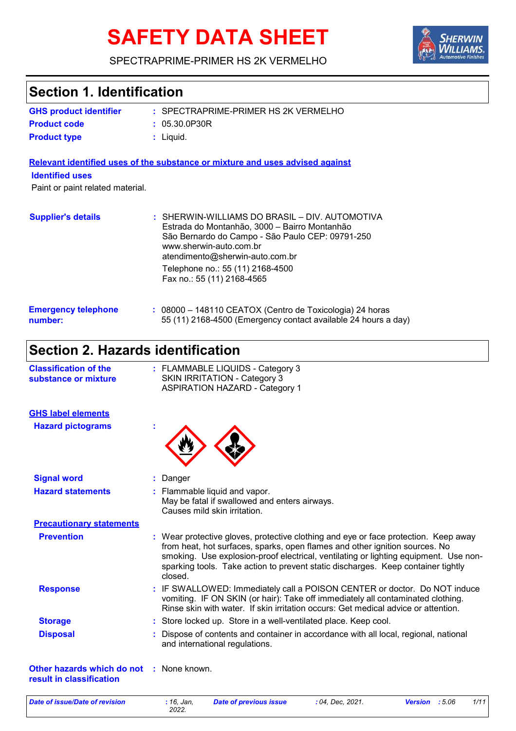# SAFETY DATA SHEET

SPECTRAPRIME-PRIMER HS 2K VERMELHO

## Section 1. Identification

| | | |
|---|---|---|
| **GHS product identifier** | : | SPECTRAPRIME-PRIMER HS 2K VERMELHO |
| **Product code** | : | 05.30.0P30R |
| **Product type** | : | Liquid. |

**Relevant identified uses of the substance or mixture and uses advised against**

**Identified uses**

Paint or paint related material.

| | | |
|---|---|---|
| **Supplier's details** | : | SHERWIN-WILLIAMS DO BRASIL – DIV. AUTOMOTIVA<br>Estrada do Montanhão, 3000 – Bairro Montanhão<br>São Bernardo do Campo - São Paulo CEP: 09791-250<br>www.sherwin-auto.com.br<br>atendimento@sherwin-auto.com.br<br>Telephone no.: 55 (11) 2168-4500<br>Fax no.: 55 (11) 2168-4565 |
| **Emergency telephone number:** | : | 08000 – 148110 CEATOX (Centro de Toxicologia) 24 horas<br>55 (11) 2168-4500 (Emergency contact available 24 hours a day) |

## Section 2. Hazards identification

| | | |
|---|---|---|
| **Classification of the substance or mixture** | : | FLAMMABLE LIQUIDS - Category 3<br>SKIN IRRITATION - Category 3<br>ASPIRATION HAZARD - Category 1 |

**GHS label elements**

| | | |
|---|---|---|
| **Hazard pictograms** | : | |
| **Signal word** | : | Danger |
| **Hazard statements** | : | Flammable liquid and vapor.<br>May be fatal if swallowed and enters airways.<br>Causes mild skin irritation. |

**Precautionary statements**

| | | |
|---|---|---|
| **Prevention** | : | Wear protective gloves, protective clothing and eye or face protection. Keep away from heat, hot surfaces, sparks, open flames and other ignition sources. No smoking. Use explosion-proof electrical, ventilating or lighting equipment. Use non-sparking tools. Take action to prevent static discharges. Keep container tightly closed. |
| **Response** | : | IF SWALLOWED: Immediately call a POISON CENTER or doctor. Do NOT induce vomiting. IF ON SKIN (or hair): Take off immediately all contaminated clothing. Rinse skin with water. If skin irritation occurs: Get medical advice or attention. |
| **Storage** | : | Store locked up. Store in a well-ventilated place. Keep cool. |
| **Disposal** | : | Dispose of contents and container in accordance with all local, regional, national and international regulations. |

| | | |
|---|---|---|
| **Other hazards which do not result in classification** | : | None known. |

| | | | | | |
|---|---|---|---|---|---|
| *Date of issue/Date of revision* | *: 16, Jan, 2022.* | *Date of previous issue* | *: 04, Dec, 2021.* | *Version* | *: 5.06* |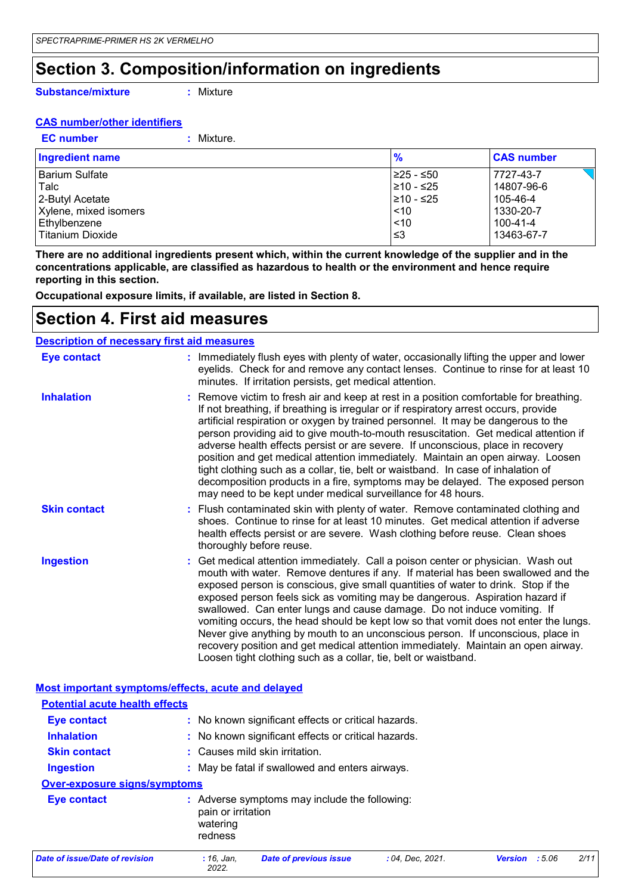# Section 3. Composition/information on ingredients

**Substance/mixture** : Mixture

**CAS number/other identifiers**

**EC number** : Mixture.

| Ingredient name | % | CAS number |
|---|---|---|
| Barium Sulfate | ≥25 - ≤50 | 7727-43-7 |
| Talc | ≥10 - ≤25 | 14807-96-6 |
| 2-Butyl Acetate | ≥10 - ≤25 | 105-46-4 |
| Xylene, mixed isomers | <10 | 1330-20-7 |
| Ethylbenzene | <10 | 100-41-4 |
| Titanium Dioxide | ≤3 | 13463-67-7 |

**There are no additional ingredients present which, within the current knowledge of the supplier and in the concentrations applicable, are classified as hazardous to health or the environment and hence require reporting in this section.**

**Occupational exposure limits, if available, are listed in Section 8.**

# Section 4. First aid measures

**Description of necessary first aid measures**

**Eye contact** : Immediately flush eyes with plenty of water, occasionally lifting the upper and lower eyelids. Check for and remove any contact lenses. Continue to rinse for at least 10 minutes. If irritation persists, get medical attention.

**Inhalation** : Remove victim to fresh air and keep at rest in a position comfortable for breathing. If not breathing, if breathing is irregular or if respiratory arrest occurs, provide artificial respiration or oxygen by trained personnel. It may be dangerous to the person providing aid to give mouth-to-mouth resuscitation. Get medical attention if adverse health effects persist or are severe. If unconscious, place in recovery position and get medical attention immediately. Maintain an open airway. Loosen tight clothing such as a collar, tie, belt or waistband. In case of inhalation of decomposition products in a fire, symptoms may be delayed. The exposed person may need to be kept under medical surveillance for 48 hours.

**Skin contact** : Flush contaminated skin with plenty of water. Remove contaminated clothing and shoes. Continue to rinse for at least 10 minutes. Get medical attention if adverse health effects persist or are severe. Wash clothing before reuse. Clean shoes thoroughly before reuse.

**Ingestion** : Get medical attention immediately. Call a poison center or physician. Wash out mouth with water. Remove dentures if any. If material has been swallowed and the exposed person is conscious, give small quantities of water to drink. Stop if the exposed person feels sick as vomiting may be dangerous. Aspiration hazard if swallowed. Can enter lungs and cause damage. Do not induce vomiting. If vomiting occurs, the head should be kept low so that vomit does not enter the lungs. Never give anything by mouth to an unconscious person. If unconscious, place in recovery position and get medical attention immediately. Maintain an open airway. Loosen tight clothing such as a collar, tie, belt or waistband.

**Most important symptoms/effects, acute and delayed**

**Potential acute health effects**

**Eye contact** : No known significant effects or critical hazards.

**Inhalation** : No known significant effects or critical hazards.

**Skin contact** : Causes mild skin irritation.

**Ingestion** : May be fatal if swallowed and enters airways.

**Over-exposure signs/symptoms**

**Eye contact** : Adverse symptoms may include the following:
pain or irritation
watering
redness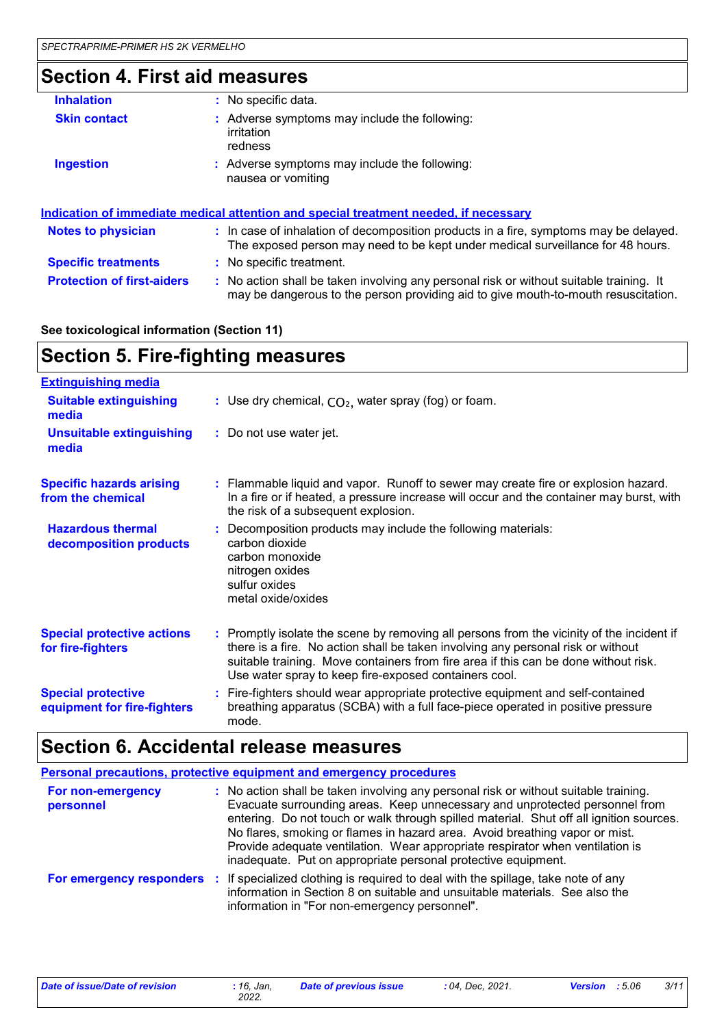## Section 4. First aid measures

| | |
|---|---|
| **Inhalation** | : No specific data. |
| **Skin contact** | : Adverse symptoms may include the following:<br>irritation<br>redness |
| **Ingestion** | : Adverse symptoms may include the following:<br>nausea or vomiting |

**Indication of immediate medical attention and special treatment needed, if necessary**

| | |
|---|---|
| **Notes to physician** | : In case of inhalation of decomposition products in a fire, symptoms may be delayed. The exposed person may need to be kept under medical surveillance for 48 hours. |
| **Specific treatments** | : No specific treatment. |
| **Protection of first-aiders** | : No action shall be taken involving any personal risk or without suitable training. It may be dangerous to the person providing aid to give mouth-to-mouth resuscitation. |

**See toxicological information (Section 11)**

## Section 5. Fire-fighting measures

**Extinguishing media**

| | |
|---|---|
| **Suitable extinguishing media** | : Use dry chemical, $CO_2$, water spray (fog) or foam. |
| **Unsuitable extinguishing media** | : Do not use water jet. |
| **Specific hazards arising from the chemical** | : Flammable liquid and vapor. Runoff to sewer may create fire or explosion hazard. In a fire or if heated, a pressure increase will occur and the container may burst, with the risk of a subsequent explosion. |
| **Hazardous thermal decomposition products** | : Decomposition products may include the following materials:<br>carbon dioxide<br>carbon monoxide<br>nitrogen oxides<br>sulfur oxides<br>metal oxide/oxides |
| **Special protective actions for fire-fighters** | : Promptly isolate the scene by removing all persons from the vicinity of the incident if there is a fire. No action shall be taken involving any personal risk or without suitable training. Move containers from fire area if this can be done without risk. Use water spray to keep fire-exposed containers cool. |
| **Special protective equipment for fire-fighters** | : Fire-fighters should wear appropriate protective equipment and self-contained breathing apparatus (SCBA) with a full face-piece operated in positive pressure mode. |

## Section 6. Accidental release measures

**Personal precautions, protective equipment and emergency procedures**

| | |
|---|---|
| **For non-emergency personnel** | : No action shall be taken involving any personal risk or without suitable training. Evacuate surrounding areas. Keep unnecessary and unprotected personnel from entering. Do not touch or walk through spilled material. Shut off all ignition sources. No flares, smoking or flames in hazard area. Avoid breathing vapor or mist. Provide adequate ventilation. Wear appropriate respirator when ventilation is inadequate. Put on appropriate personal protective equipment. |
| **For emergency responders** | : If specialized clothing is required to deal with the spillage, take note of any information in Section 8 on suitable and unsuitable materials. See also the information in "For non-emergency personnel". |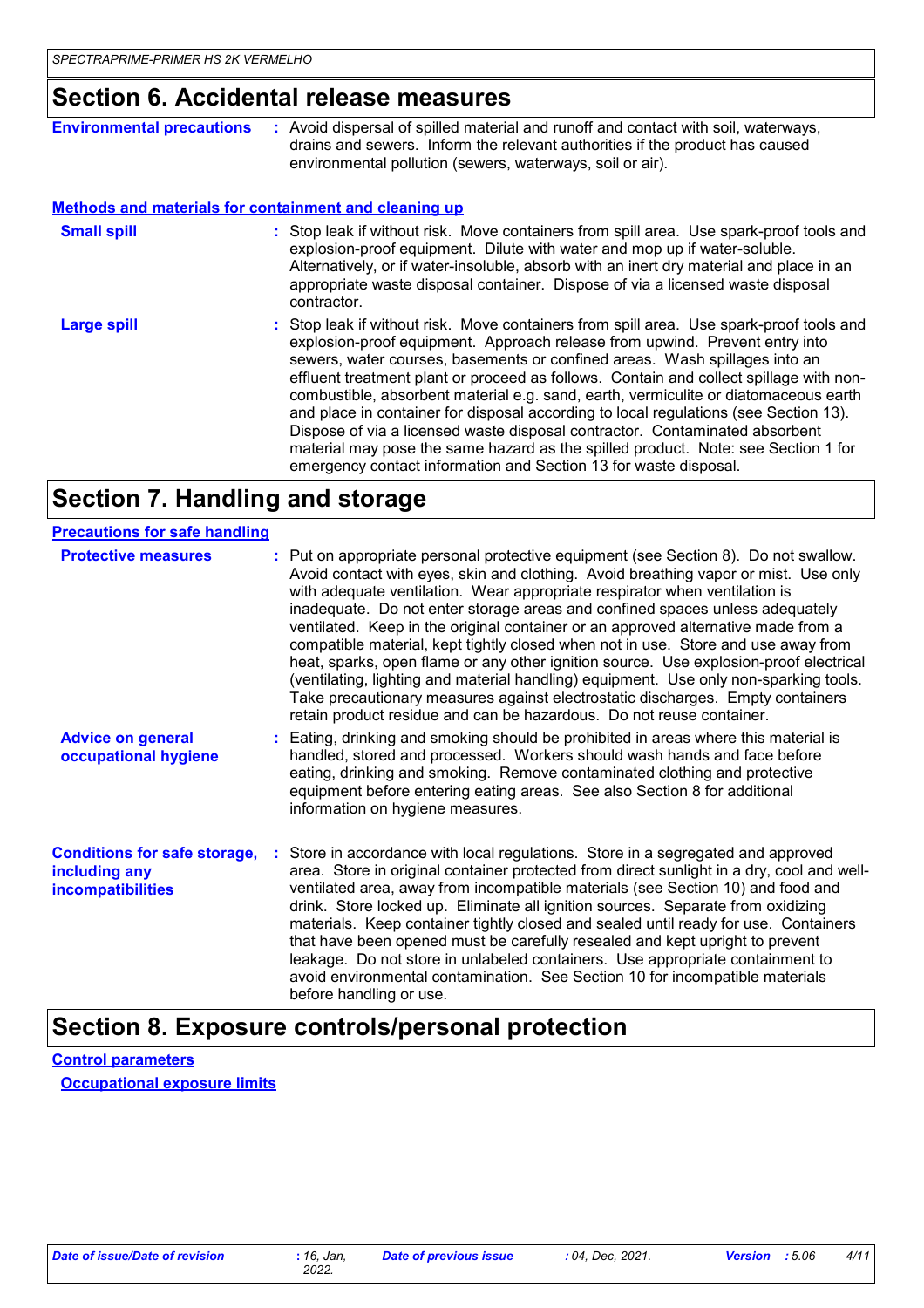## Section 6. Accidental release measures

**Environmental precautions** : Avoid dispersal of spilled material and runoff and contact with soil, waterways, drains and sewers. Inform the relevant authorities if the product has caused environmental pollution (sewers, waterways, soil or air).

### Methods and materials for containment and cleaning up

**Small spill** : Stop leak if without risk. Move containers from spill area. Use spark-proof tools and explosion-proof equipment. Dilute with water and mop up if water-soluble. Alternatively, or if water-insoluble, absorb with an inert dry material and place in an appropriate waste disposal container. Dispose of via a licensed waste disposal contractor.

**Large spill** : Stop leak if without risk. Move containers from spill area. Use spark-proof tools and explosion-proof equipment. Approach release from upwind. Prevent entry into sewers, water courses, basements or confined areas. Wash spillages into an effluent treatment plant or proceed as follows. Contain and collect spillage with non-combustible, absorbent material e.g. sand, earth, vermiculite or diatomaceous earth and place in container for disposal according to local regulations (see Section 13). Dispose of via a licensed waste disposal contractor. Contaminated absorbent material may pose the same hazard as the spilled product. Note: see Section 1 for emergency contact information and Section 13 for waste disposal.

## Section 7. Handling and storage

### Precautions for safe handling

**Protective measures** : Put on appropriate personal protective equipment (see Section 8). Do not swallow. Avoid contact with eyes, skin and clothing. Avoid breathing vapor or mist. Use only with adequate ventilation. Wear appropriate respirator when ventilation is inadequate. Do not enter storage areas and confined spaces unless adequately ventilated. Keep in the original container or an approved alternative made from a compatible material, kept tightly closed when not in use. Store and use away from heat, sparks, open flame or any other ignition source. Use explosion-proof electrical (ventilating, lighting and material handling) equipment. Use only non-sparking tools. Take precautionary measures against electrostatic discharges. Empty containers retain product residue and can be hazardous. Do not reuse container.

**Advice on general occupational hygiene** : Eating, drinking and smoking should be prohibited in areas where this material is handled, stored and processed. Workers should wash hands and face before eating, drinking and smoking. Remove contaminated clothing and protective equipment before entering eating areas. See also Section 8 for additional information on hygiene measures.

**Conditions for safe storage, including any incompatibilities** : Store in accordance with local regulations. Store in a segregated and approved area. Store in original container protected from direct sunlight in a dry, cool and well-ventilated area, away from incompatible materials (see Section 10) and food and drink. Store locked up. Eliminate all ignition sources. Separate from oxidizing materials. Keep container tightly closed and sealed until ready for use. Containers that have been opened must be carefully resealed and kept upright to prevent leakage. Do not store in unlabeled containers. Use appropriate containment to avoid environmental contamination. See Section 10 for incompatible materials before handling or use.

## Section 8. Exposure controls/personal protection

### Control parameters

#### Occupational exposure limits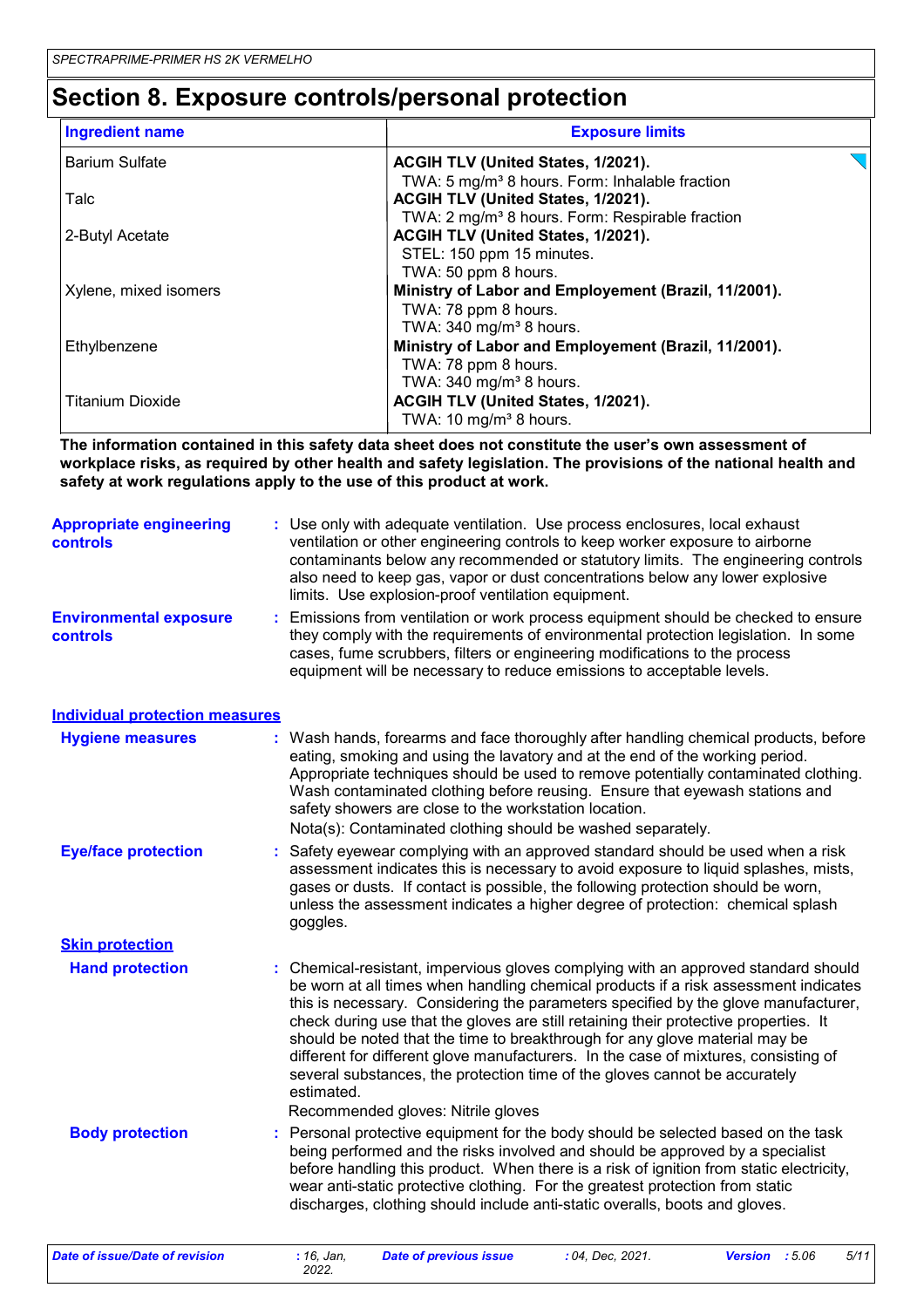# Section 8. Exposure controls/personal protection

| Ingredient name | Exposure limits |
|---|---|
| Barium Sulfate | **ACGIH TLV (United States, 1/2021).**<br>TWA: 5 mg/m³ 8 hours. Form: Inhalable fraction |
| Talc | **ACGIH TLV (United States, 1/2021).**<br>TWA: 2 mg/m³ 8 hours. Form: Respirable fraction |
| 2-Butyl Acetate | **ACGIH TLV (United States, 1/2021).**<br>STEL: 150 ppm 15 minutes.<br>TWA: 50 ppm 8 hours. |
| Xylene, mixed isomers | **Ministry of Labor and Employement (Brazil, 11/2001).**<br>TWA: 78 ppm 8 hours.<br>TWA: 340 mg/m³ 8 hours. |
| Ethylbenzene | **Ministry of Labor and Employement (Brazil, 11/2001).**<br>TWA: 78 ppm 8 hours.<br>TWA: 340 mg/m³ 8 hours. |
| Titanium Dioxide | **ACGIH TLV (United States, 1/2021).**<br>TWA: 10 mg/m³ 8 hours. |

**The information contained in this safety data sheet does not constitute the user's own assessment of workplace risks, as required by other health and safety legislation. The provisions of the national health and safety at work regulations apply to the use of this product at work.**

**Appropriate engineering controls** : Use only with adequate ventilation. Use process enclosures, local exhaust ventilation or other engineering controls to keep worker exposure to airborne contaminants below any recommended or statutory limits. The engineering controls also need to keep gas, vapor or dust concentrations below any lower explosive limits. Use explosion-proof ventilation equipment.

**Environmental exposure controls** : Emissions from ventilation or work process equipment should be checked to ensure they comply with the requirements of environmental protection legislation. In some cases, fume scrubbers, filters or engineering modifications to the process equipment will be necessary to reduce emissions to acceptable levels.

## Individual protection measures

**Hygiene measures** : Wash hands, forearms and face thoroughly after handling chemical products, before eating, smoking and using the lavatory and at the end of the working period. Appropriate techniques should be used to remove potentially contaminated clothing. Wash contaminated clothing before reusing. Ensure that eyewash stations and safety showers are close to the workstation location.
Nota(s): Contaminated clothing should be washed separately.

**Eye/face protection** : Safety eyewear complying with an approved standard should be used when a risk assessment indicates this is necessary to avoid exposure to liquid splashes, mists, gases or dusts. If contact is possible, the following protection should be worn, unless the assessment indicates a higher degree of protection: chemical splash goggles.

### Skin protection

**Hand protection** : Chemical-resistant, impervious gloves complying with an approved standard should be worn at all times when handling chemical products if a risk assessment indicates this is necessary. Considering the parameters specified by the glove manufacturer, check during use that the gloves are still retaining their protective properties. It should be noted that the time to breakthrough for any glove material may be different for different glove manufacturers. In the case of mixtures, consisting of several substances, the protection time of the gloves cannot be accurately estimated.
Recommended gloves: Nitrile gloves

**Body protection** : Personal protective equipment for the body should be selected based on the task being performed and the risks involved and should be approved by a specialist before handling this product. When there is a risk of ignition from static electricity, wear anti-static protective clothing. For the greatest protection from static discharges, clothing should include anti-static overalls, boots and gloves.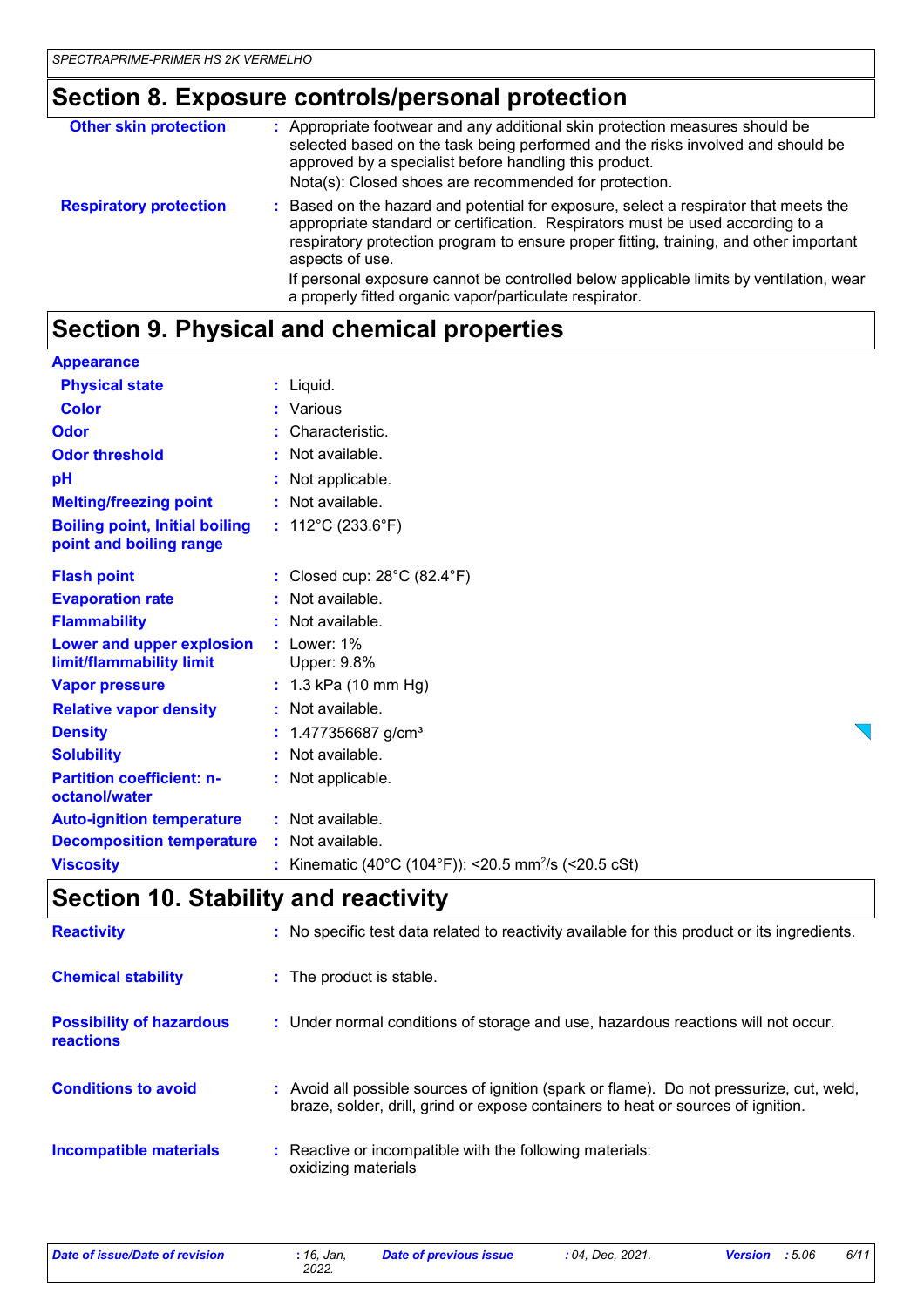## Section 8. Exposure controls/personal protection

| | | |
|---|---|---|
| **Other skin protection** | : | Appropriate footwear and any additional skin protection measures should be selected based on the task being performed and the risks involved and should be approved by a specialist before handling this product.<br>Nota(s): Closed shoes are recommended for protection. |
| **Respiratory protection** | : | Based on the hazard and potential for exposure, select a respirator that meets the appropriate standard or certification. Respirators must be used according to a respiratory protection program to ensure proper fitting, training, and other important aspects of use.<br>If personal exposure cannot be controlled below applicable limits by ventilation, wear a properly fitted organic vapor/particulate respirator. |

## Section 9. Physical and chemical properties

**Appearance**

| | | |
|---|---|---|
| **Physical state** | : | Liquid. |
| **Color** | : | Various |
| **Odor** | : | Characteristic. |
| **Odor threshold** | : | Not available. |
| **pH** | : | Not applicable. |
| **Melting/freezing point** | : | Not available. |
| **Boiling point, Initial boiling point and boiling range** | : | 112°C (233.6°F) |
| **Flash point** | : | Closed cup: 28°C (82.4°F) |
| **Evaporation rate** | : | Not available. |
| **Flammability** | : | Not available. |
| **Lower and upper explosion limit/flammability limit** | : | Lower: 1%<br>Upper: 9.8% |
| **Vapor pressure** | : | 1.3 kPa (10 mm Hg) |
| **Relative vapor density** | : | Not available. |
| **Density** | : | 1.477356687 g/cm³ |
| **Solubility** | : | Not available. |
| **Partition coefficient: n-octanol/water** | : | Not applicable. |
| **Auto-ignition temperature** | : | Not available. |
| **Decomposition temperature** | : | Not available. |
| **Viscosity** | : | Kinematic (40°C (104°F)): <20.5 $mm^2/s$ (<20.5 cSt) |

## Section 10. Stability and reactivity

| | | |
|---|---|---|
| **Reactivity** | : | No specific test data related to reactivity available for this product or its ingredients. |
| **Chemical stability** | : | The product is stable. |
| **Possibility of hazardous reactions** | : | Under normal conditions of storage and use, hazardous reactions will not occur. |
| **Conditions to avoid** | : | Avoid all possible sources of ignition (spark or flame). Do not pressurize, cut, weld, braze, solder, drill, grind or expose containers to heat or sources of ignition. |
| **Incompatible materials** | : | Reactive or incompatible with the following materials:<br>oxidizing materials |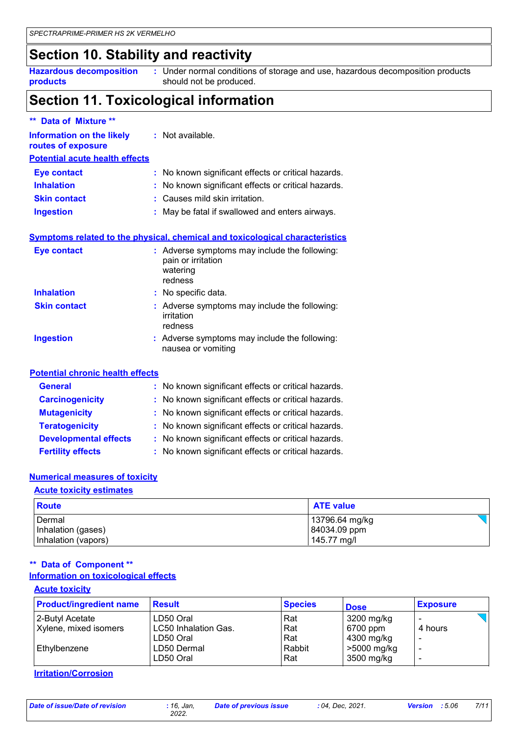## Section 10. Stability and reactivity

**Hazardous decomposition products** : Under normal conditions of storage and use, hazardous decomposition products should not be produced.

## Section 11. Toxicological information

**\*\* Data of Mixture \*\***

**Information on the likely routes of exposure** : Not available.

### Potential acute health effects

**Eye contact** : No known significant effects or critical hazards.

**Inhalation** : No known significant effects or critical hazards.

**Skin contact** : Causes mild skin irritation.

**Ingestion** : May be fatal if swallowed and enters airways.

### Symptoms related to the physical, chemical and toxicological characteristics

**Eye contact** : Adverse symptoms may include the following:
pain or irritation
watering
redness

**Inhalation** : No specific data.

**Skin contact** : Adverse symptoms may include the following:
irritation
redness

**Ingestion** : Adverse symptoms may include the following:
nausea or vomiting

### Potential chronic health effects

**General** : No known significant effects or critical hazards.

**Carcinogenicity** : No known significant effects or critical hazards.

**Mutagenicity** : No known significant effects or critical hazards.

**Teratogenicity** : No known significant effects or critical hazards.

**Developmental effects** : No known significant effects or critical hazards.

**Fertility effects** : No known significant effects or critical hazards.

### Numerical measures of toxicity

#### Acute toxicity estimates

| Route | ATE value |
|---|---|
| Dermal | 13796.64 mg/kg |
| Inhalation (gases) | 84034.09 ppm |
| Inhalation (vapors) | 145.77 mg/l |

**\*\* Data of Component \*\***

### Information on toxicological effects

#### Acute toxicity

| Product/ingredient name | Result | Species | Dose | Exposure |
|---|---|---|---|---|
| 2-Butyl Acetate | LD50 Oral | Rat | 3200 mg/kg | - |
| Xylene, mixed isomers | LC50 Inhalation Gas. | Rat | 6700 ppm | 4 hours |
| | LD50 Oral | Rat | 4300 mg/kg | - |
| Ethylbenzene | LD50 Dermal | Rabbit | >5000 mg/kg | - |
| | LD50 Oral | Rat | 3500 mg/kg | - |

#### Irritation/Corrosion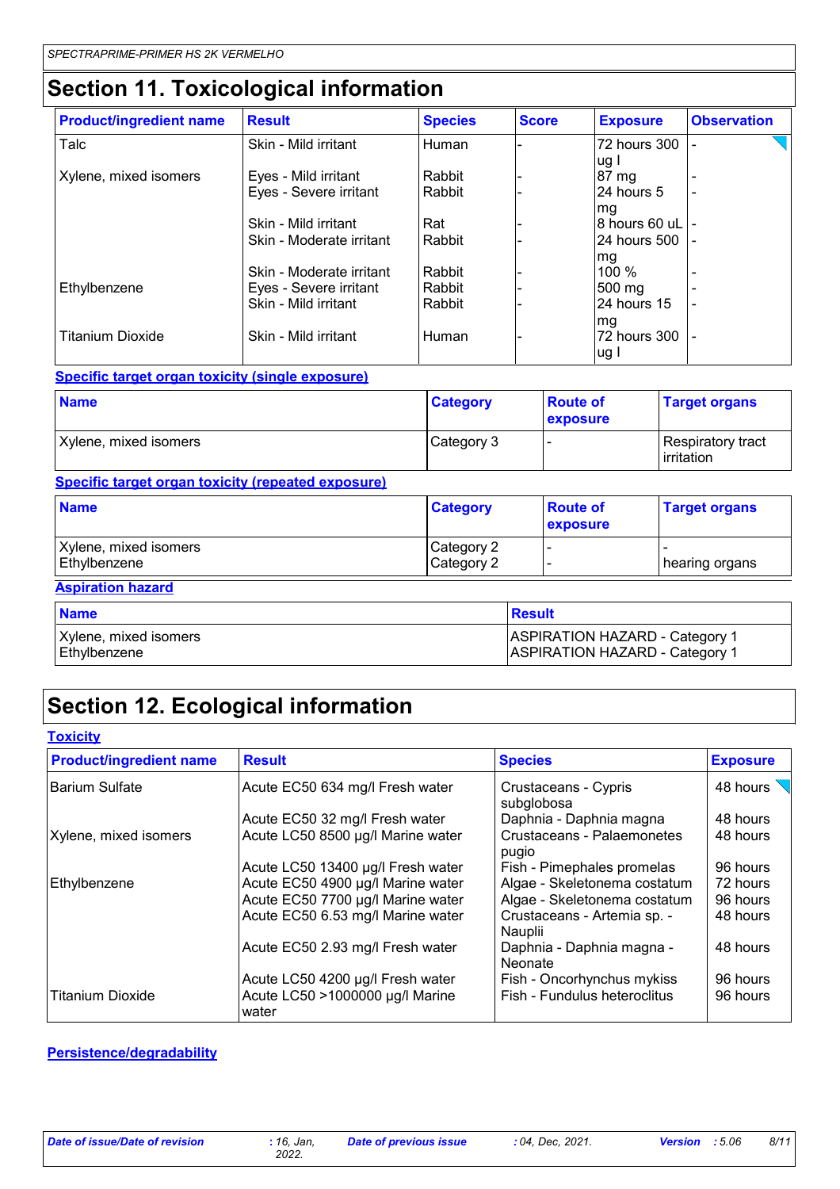# Section 11. Toxicological information

| Product/ingredient name | Result | Species | Score | Exposure | Observation |
|---|---|---|---|---|---|
| Talc | Skin - Mild irritant | Human | - | 72 hours 300 ug I | - |
| Xylene, mixed isomers | Eyes - Mild irritant | Rabbit | - | 87 mg | - |
| | Eyes - Severe irritant | Rabbit | - | 24 hours 5 mg | - |
| | Skin - Mild irritant | Rat | - | 8 hours 60 uL | - |
| | Skin - Moderate irritant | Rabbit | - | 24 hours 500 mg | - |
| | Skin - Moderate irritant | Rabbit | - | 100 % | - |
| Ethylbenzene | Eyes - Severe irritant | Rabbit | - | 500 mg | - |
| | Skin - Mild irritant | Rabbit | - | 24 hours 15 mg | - |
| Titanium Dioxide | Skin - Mild irritant | Human | - | 72 hours 300 ug I | - |

**Specific target organ toxicity (single exposure)**

| Name | Category | Route of exposure | Target organs |
|---|---|---|---|
| Xylene, mixed isomers | Category 3 | - | Respiratory tract irritation |

**Specific target organ toxicity (repeated exposure)**

| Name | Category | Route of exposure | Target organs |
|---|---|---|---|
| Xylene, mixed isomers | Category 2 | - | - |
| Ethylbenzene | Category 2 | - | hearing organs |

**Aspiration hazard**

| Name | Result |
|---|---|
| Xylene, mixed isomers | ASPIRATION HAZARD - Category 1 |
| Ethylbenzene | ASPIRATION HAZARD - Category 1 |

# Section 12. Ecological information

**Toxicity**

| Product/ingredient name | Result | Species | Exposure |
|---|---|---|---|
| Barium Sulfate | Acute EC50 634 mg/l Fresh water | Crustaceans - Cypris subglobosa | 48 hours |
| | Acute EC50 32 mg/l Fresh water | Daphnia - Daphnia magna | 48 hours |
| Xylene, mixed isomers | Acute LC50 8500 µg/l Marine water | Crustaceans - Palaemonetes pugio | 48 hours |
| | Acute LC50 13400 µg/l Fresh water | Fish - Pimephales promelas | 96 hours |
| Ethylbenzene | Acute EC50 4900 µg/l Marine water | Algae - Skeletonema costatum | 72 hours |
| | Acute EC50 7700 µg/l Marine water | Algae - Skeletonema costatum | 96 hours |
| | Acute EC50 6.53 mg/l Marine water | Crustaceans - Artemia sp. - Nauplii | 48 hours |
| | Acute EC50 2.93 mg/l Fresh water | Daphnia - Daphnia magna - Neonate | 48 hours |
| | Acute LC50 4200 µg/l Fresh water | Fish - Oncorhynchus mykiss | 96 hours |
| Titanium Dioxide | Acute LC50 >1000000 µg/l Marine water | Fish - Fundulus heteroclitus | 96 hours |

**Persistence/degradability**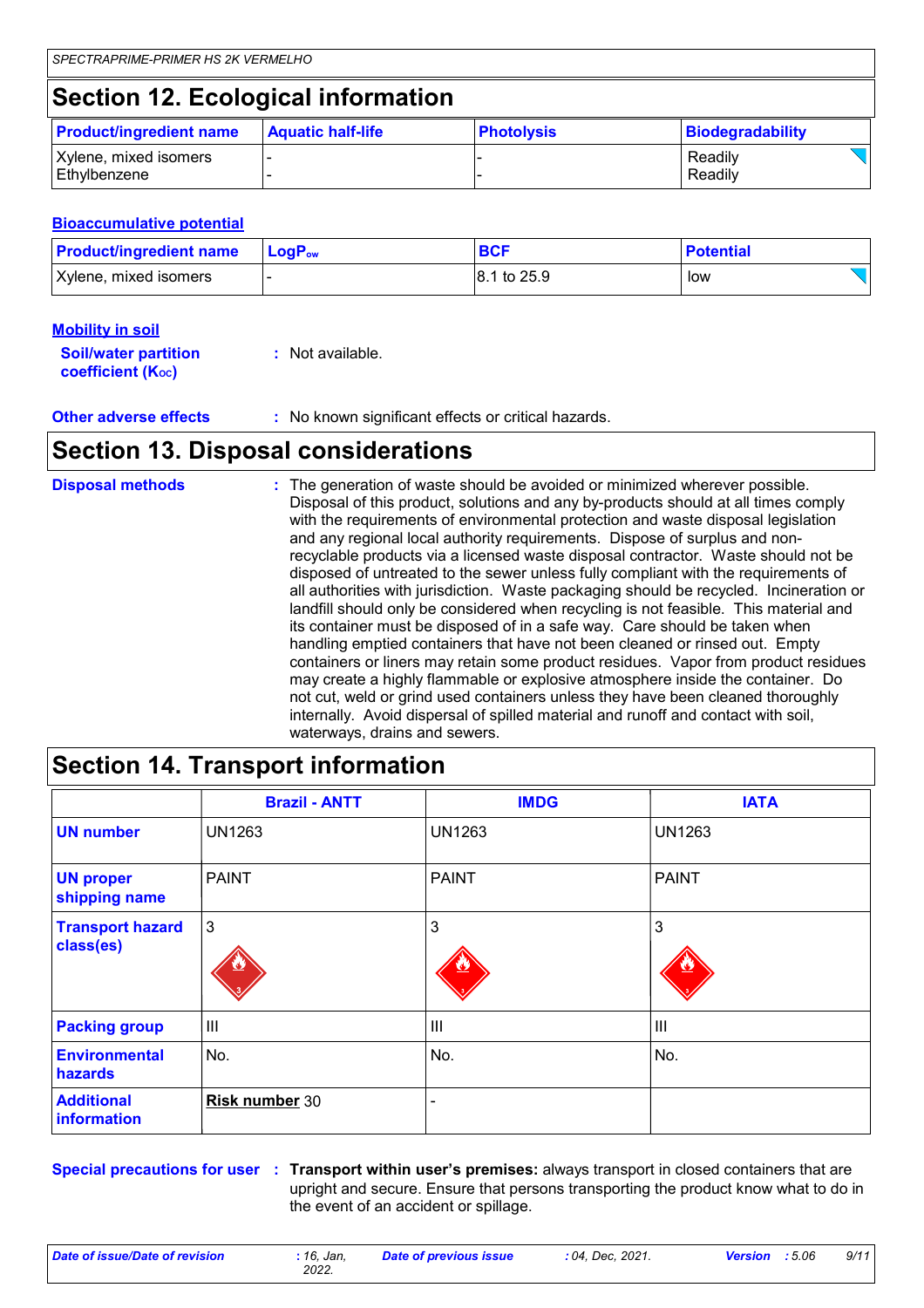## Section 12. Ecological information

| Product/ingredient name | Aquatic half-life | Photolysis | Biodegradability |
|---|---|---|---|
| Xylene, mixed isomers | - | - | Readily |
| Ethylbenzene | - | - | Readily |

**Bioaccumulative potential**

| Product/ingredient name | $LogP_{ow}$ | BCF | Potential |
|---|---|---|---|
| Xylene, mixed isomers | - | 8.1 to 25.9 | low |

**Mobility in soil**

**Soil/water partition coefficient ($K_{OC}$)** : Not available.

**Other adverse effects** : No known significant effects or critical hazards.

## Section 13. Disposal considerations

**Disposal methods** : The generation of waste should be avoided or minimized wherever possible. Disposal of this product, solutions and any by-products should at all times comply with the requirements of environmental protection and waste disposal legislation and any regional local authority requirements. Dispose of surplus and non-recyclable products via a licensed waste disposal contractor. Waste should not be disposed of untreated to the sewer unless fully compliant with the requirements of all authorities with jurisdiction. Waste packaging should be recycled. Incineration or landfill should only be considered when recycling is not feasible. This material and its container must be disposed of in a safe way. Care should be taken when handling emptied containers that have not been cleaned or rinsed out. Empty containers or liners may retain some product residues. Vapor from product residues may create a highly flammable or explosive atmosphere inside the container. Do not cut, weld or grind used containers unless they have been cleaned thoroughly internally. Avoid dispersal of spilled material and runoff and contact with soil, waterways, drains and sewers.

## Section 14. Transport information

| | Brazil - ANTT | IMDG | IATA |
|---|---|---|---|
| UN number | UN1263 | UN1263 | UN1263 |
| UN proper shipping name | PAINT | PAINT | PAINT |
| Transport hazard class(es) | 3 | 3 | 3 |
| Packing group | III | III | III |
| Environmental hazards | No. | No. | No. |
| Additional information | **Risk number** 30 | - | |

**Special precautions for user** : **Transport within user's premises:** always transport in closed containers that are upright and secure. Ensure that persons transporting the product know what to do in the event of an accident or spillage.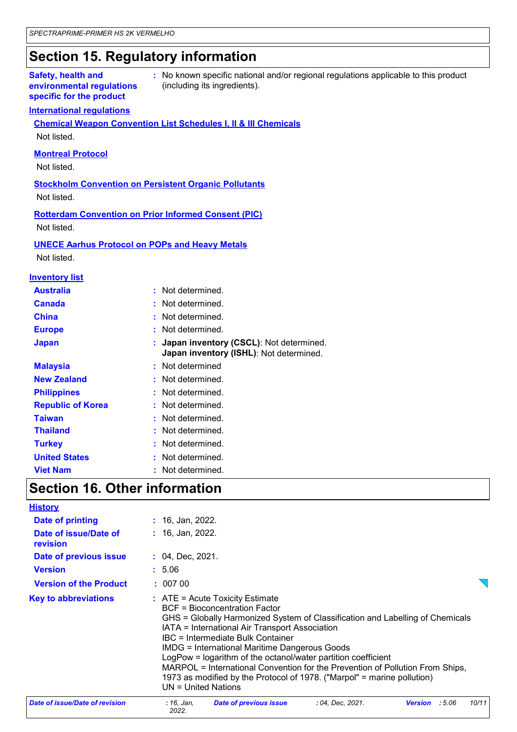# Section 15. Regulatory information

**Safety, health and environmental regulations specific for the product** : No known specific national and/or regional regulations applicable to this product (including its ingredients).

**International regulations**

**Chemical Weapon Convention List Schedules I, II & III Chemicals**

Not listed.

**Montreal Protocol**

Not listed.

**Stockholm Convention on Persistent Organic Pollutants**

Not listed.

**Rotterdam Convention on Prior Informed Consent (PIC)**

Not listed.

**UNECE Aarhus Protocol on POPs and Heavy Metals**

Not listed.

**Inventory list**

| | |
|---|---|
| **Australia** | : Not determined. |
| **Canada** | : Not determined. |
| **China** | : Not determined. |
| **Europe** | : Not determined. |
| **Japan** | : **Japan inventory (CSCL)**: Not determined.<br>**Japan inventory (ISHL)**: Not determined. |
| **Malaysia** | : Not determined |
| **New Zealand** | : Not determined. |
| **Philippines** | : Not determined. |
| **Republic of Korea** | : Not determined. |
| **Taiwan** | : Not determined. |
| **Thailand** | : Not determined. |
| **Turkey** | : Not determined. |
| **United States** | : Not determined. |
| **Viet Nam** | : Not determined. |

# Section 16. Other information

**History**

| | |
|---|---|
| **Date of printing** | : 16, Jan, 2022. |
| **Date of issue/Date of revision** | : 16, Jan, 2022. |
| **Date of previous issue** | : 04, Dec, 2021. |
| **Version** | : 5.06 |
| **Version of the Product** | : 007 00 |

**Key to abbreviations** : ATE = Acute Toxicity Estimate
BCF = Bioconcentration Factor
GHS = Globally Harmonized System of Classification and Labelling of Chemicals
IATA = International Air Transport Association
IBC = Intermediate Bulk Container
IMDG = International Maritime Dangerous Goods
LogPow = logarithm of the octanol/water partition coefficient
MARPOL = International Convention for the Prevention of Pollution From Ships, 1973 as modified by the Protocol of 1978. ("Marpol" = marine pollution)
UN = United Nations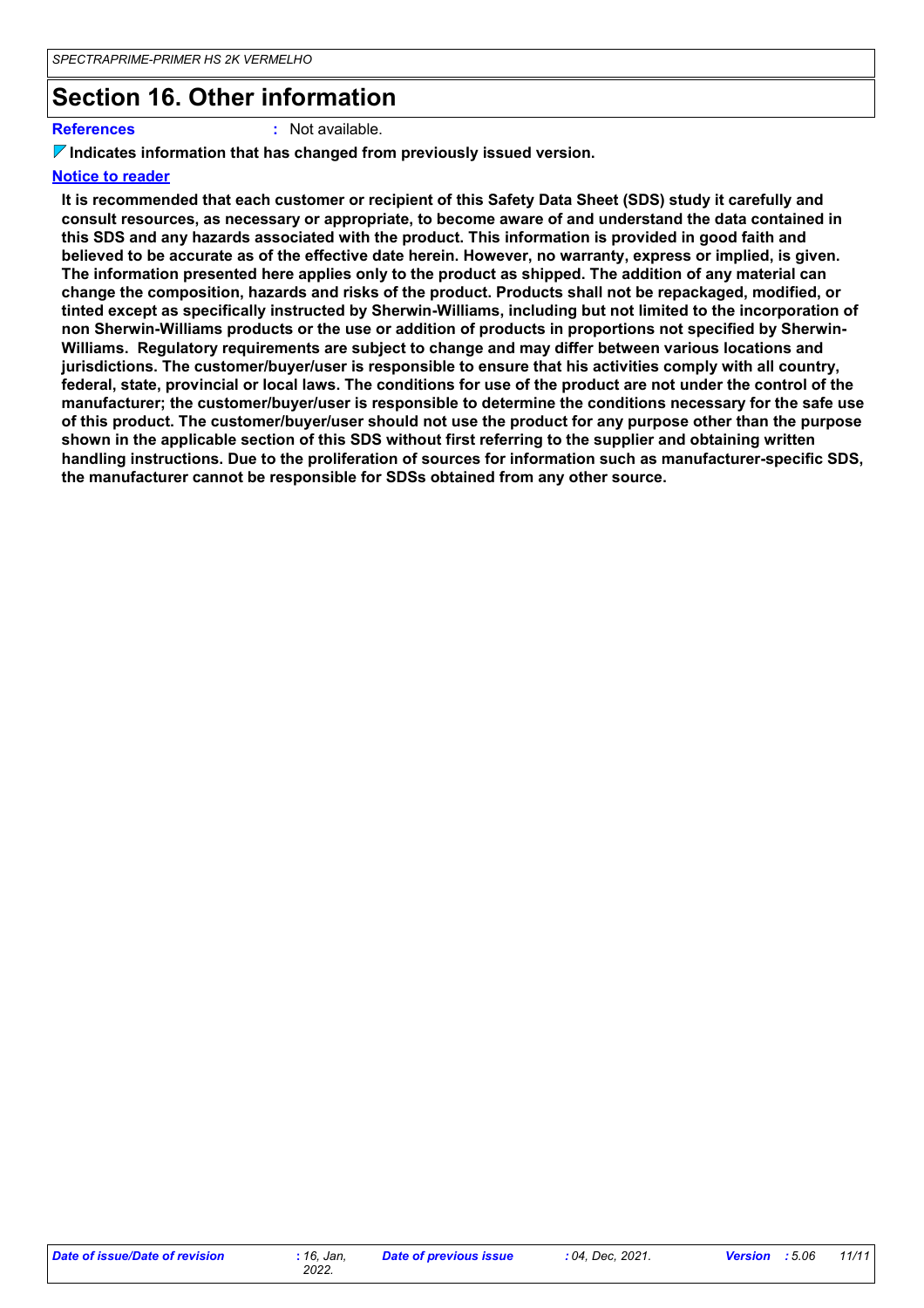## Section 16. Other information

**References** : Not available.

**Indicates information that has changed from previously issued version.**

**Notice to reader**

**It is recommended that each customer or recipient of this Safety Data Sheet (SDS) study it carefully and consult resources, as necessary or appropriate, to become aware of and understand the data contained in this SDS and any hazards associated with the product. This information is provided in good faith and believed to be accurate as of the effective date herein. However, no warranty, express or implied, is given. The information presented here applies only to the product as shipped. The addition of any material can change the composition, hazards and risks of the product. Products shall not be repackaged, modified, or tinted except as specifically instructed by Sherwin-Williams, including but not limited to the incorporation of non Sherwin-Williams products or the use or addition of products in proportions not specified by Sherwin-Williams. Regulatory requirements are subject to change and may differ between various locations and jurisdictions. The customer/buyer/user is responsible to ensure that his activities comply with all country, federal, state, provincial or local laws. The conditions for use of the product are not under the control of the manufacturer; the customer/buyer/user is responsible to determine the conditions necessary for the safe use of this product. The customer/buyer/user should not use the product for any purpose other than the purpose shown in the applicable section of this SDS without first referring to the supplier and obtaining written handling instructions. Due to the proliferation of sources for information such as manufacturer-specific SDS, the manufacturer cannot be responsible for SDSs obtained from any other source.**